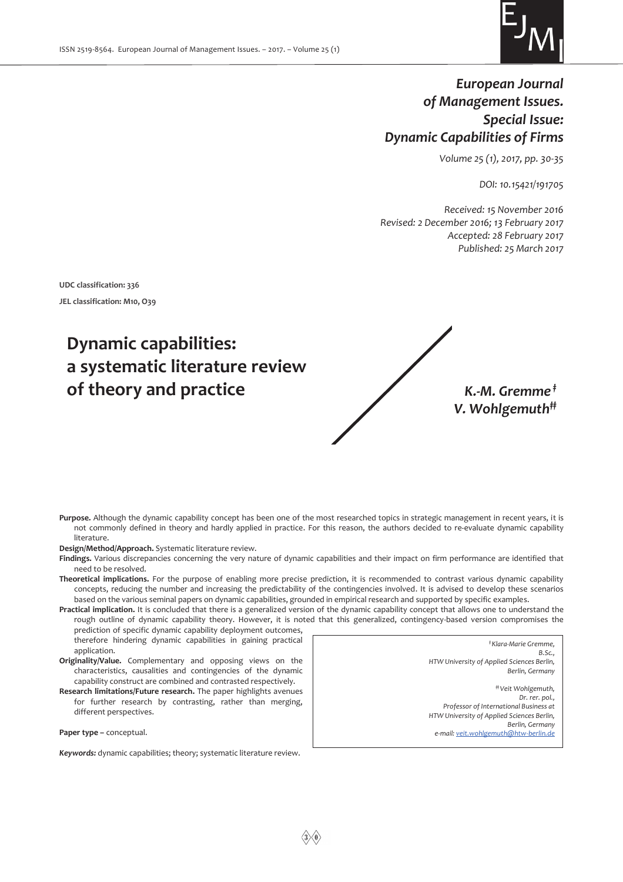*European Journal of Management Issues. Special Issue: Dynamic Capabilities of Firms*

*Volume 25 (1), 2017, pp. 30-35*

*DOI: 10.15421/191705*

*Received: 15 November 2016*
*Revised: 2 December 2016; 13 February 2017*
*Accepted: 28 February 2017*
*Published: 25 March 2017*

**UDC classification: 336**

**JEL classification: M10, O39**

# Dynamic capabilities: a systematic literature review of theory and practice

***K.-M. Gremme*** [‡]
***V. Wohlgemuth*** [‡‡]

**Purpose.** Although the dynamic capability concept has been one of the most researched topics in strategic management in recent years, it is not commonly defined in theory and hardly applied in practice. For this reason, the authors decided to re-evaluate dynamic capability literature.

**Design/Method/Approach.** Systematic literature review.

**Findings.** Various discrepancies concerning the very nature of dynamic capabilities and their impact on firm performance are identified that need to be resolved.

**Theoretical implications.** For the purpose of enabling more precise prediction, it is recommended to contrast various dynamic capability concepts, reducing the number and increasing the predictability of the contingencies involved. It is advised to develop these scenarios based on the various seminal papers on dynamic capabilities, grounded in empirical research and supported by specific examples.

**Practical implication.** It is concluded that there is a generalized version of the dynamic capability concept that allows one to understand the rough outline of dynamic capability theory. However, it is noted that this generalized, contingency-based version compromises the prediction of specific dynamic capability deployment outcomes, therefore hindering dynamic capabilities in gaining practical application.

**Originality/Value.** Complementary and opposing views on the characteristics, causalities and contingencies of the dynamic capability construct are combined and contrasted respectively.

**Research limitations/Future research.** The paper highlights avenues for further research by contrasting, rather than merging, different perspectives.

**Paper type –** conceptual.

***Keywords:*** dynamic capabilities; theory; systematic literature review.

[‡] *Klara-Marie Gremme, B.Sc., HTW University of Applied Sciences Berlin, Berlin, Germany*

[‡‡] *Veit Wohlgemuth, Dr. rer. pol., Professor of International Business at HTW University of Applied Sciences Berlin, Berlin, Germany*
*e-mail: veit.wohlgemuth@htw-berlin.de*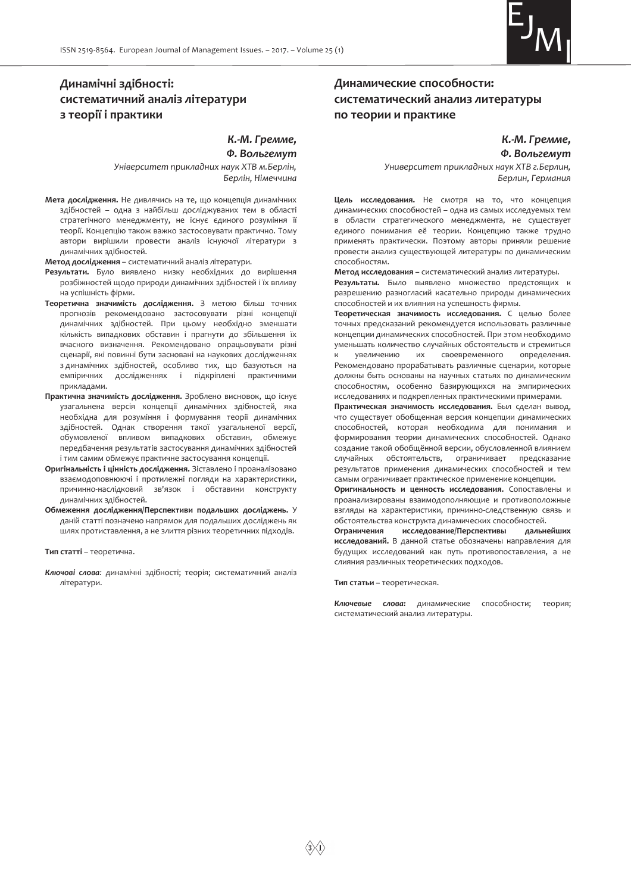## Динамічні здібності: систематичний аналіз літератури з теорії і практики

***К.-М. Гремме, Ф. Вольгемут***

*Університет прикладних наук ХТВ м.Берлін, Берлін, Німеччина*

**Мета дослідження.** Не дивлячись на те, що концепція динамічних здібностей – одна з найбільш досліджуваних тем в області стратегічного менеджменту, не існує єдиного розуміння її теорії. Концепцію також важко застосовувати практично. Тому автори вирішили провести аналіз існуючої літератури з динамічних здібностей.

**Метод дослідження** – систематичний аналіз літератури.

**Результати.** Було виявлено низку необхідних до вирішення розбіжностей щодо природи динамічних здібностей і їх впливу на успішність фірми.

**Теоретична значимість дослідження.** З метою більш точних прогнозів рекомендовано застосовувати різні концепції динамічних здібностей. При цьому необхідно зменшати кількість випадкових обставин і прагнути до збільшення їх вчасного визначення. Рекомендовано опрацьовувати різні сценарії, які повинні бути засновані на наукових дослідженнях з динамічних здібностей, особливо тих, що базуються на емпіричних дослідженнях і підкріплені практичними прикладами.

**Практична значимість дослідження.** Зроблено висновок, що існує узагальнена версія концепції динамічних здібностей, яка необхідна для розуміння і формування теорії динамічних здібностей. Однак створення такої узагальненої версії, обумовленої впливом випадкових обставин, обмежує передбачення результатів застосування динамічних здібностей і тим самим обмежує практичне застосування концепції.

**Оригінальність і цінність дослідження.** Зіставлено і проаналізовано взаємодоповнюючі і протилежні погляди на характеристики, причинно-наслідковий зв'язок і обставини конструкту динамічних здібностей.

**Обмеження дослідження/Перспективи подальших досліджень.** У даній статті позначено напрямок для подальших досліджень як шлях протиставлення, а не злиття різних теоретичних підходів.

**Тип статті** – теоретична.

***Ключові слова:*** динамічні здібності; теорія; систематичний аналіз літератури.

## Динамические способности: систематический анализ литературы по теории и практике

***К.-М. Гремме, Ф. Вольгемут***

*Университет прикладных наук ХТВ г.Берлин, Берлин, Германия*

**Цель исследования.** Не смотря на то, что концепция динамических способностей – одна из самых исследуемых тем в области стратегического менеджмента, не существует единого понимания её теории. Концепцию также трудно применять практически. Поэтому авторы приняли решение провести анализ существующей литературы по динамическим способностям.

**Метод исследования** – систематический анализ литературы.

**Результаты.** Было выявлено множество предстоящих к разрешению разногласий касательно природы динамических способностей и их влияния на успешность фирмы.

**Теоретическая значимость исследования.** С целью более точных предсказаний рекомендуется использовать различные концепции динамических способностей. При этом необходимо уменьшать количество случайных обстоятельств и стремиться к увеличению их своевременного определения. Рекомендовано прорабатывать различные сценарии, которые должны быть основаны на научных статьях по динамическим способностям, особенно базирующихся на эмпирических исследованиях и подкрепленных практическими примерами.

**Практическая значимость исследования.** Был сделан вывод, что существует обобщенная версия концепции динамических способностей, которая необходима для понимания и формирования теории динамических способностей. Однако создание такой обобщённой версии, обусловленной влиянием случайных обстоятельств, ограничивает предсказание результатов применения динамических способностей и тем самым ограничивает практическое применение концепции.

**Оригинальность и ценность исследования.** Сопоставлены и проанализированы взаимодополняющие и противоположные взгляды на характеристики, причинно-следственную связь и обстоятельства конструкта динамических способностей.

**Ограничения исследование/Перспективы дальнейших исследований.** В данной статье обозначены направления для будущих исследований как путь противопоставления, а не слияния различных теоретических подходов.

**Тип статьи** – теоретическая.

***Ключевые слова:*** динамические способности; теория; систематический анализ литературы.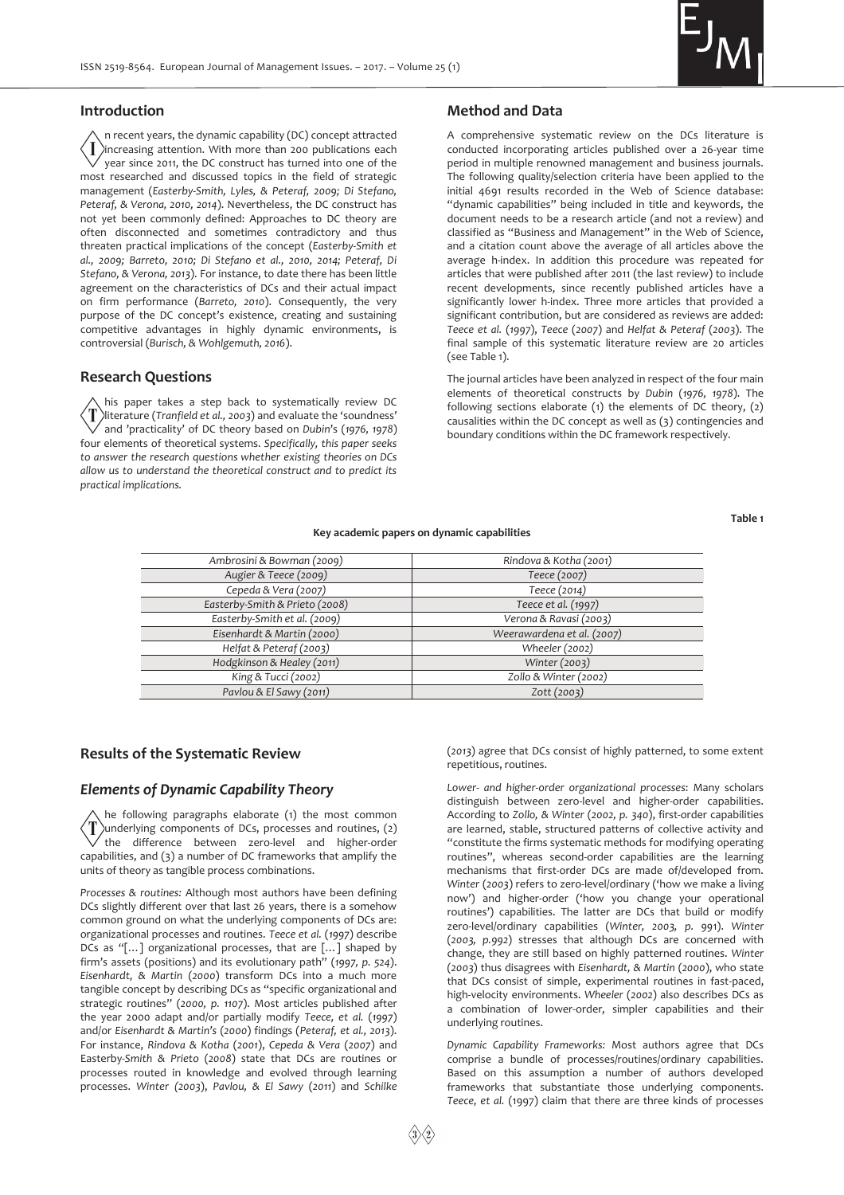## Introduction

In recent years, the dynamic capability (DC) concept attracted increasing attention. With more than 200 publications each year since 2011, the DC construct has turned into one of the most researched and discussed topics in the field of strategic management (*Easterby-Smith, Lyles, & Peteraf, 2009; Di Stefano, Peteraf, & Verona, 2010, 2014*). Nevertheless, the DC construct has not yet been commonly defined: Approaches to DC theory are often disconnected and sometimes contradictory and thus threaten practical implications of the concept (*Easterby-Smith et al., 2009; Barreto, 2010; Di Stefano et al., 2010, 2014; Peteraf, Di Stefano, & Verona, 2013*). For instance, to date there has been little agreement on the characteristics of DCs and their actual impact on firm performance (*Barreto, 2010*). Consequently, the very purpose of the DC concept's existence, creating and sustaining competitive advantages in highly dynamic environments, is controversial (*Burisch, & Wohlgemuth, 2016*).

## Research Questions

This paper takes a step back to systematically review DC literature (*Tranfield et al., 2003*) and evaluate the 'soundness' and 'practicality' of DC theory based on *Dubin*'s (*1976, 1978*) four elements of theoretical systems. *Specifically, this paper seeks to answer the research questions whether existing theories on DCs allow us to understand the theoretical construct and to predict its practical implications.*

## Method and Data

A comprehensive systematic review on the DCs literature is conducted incorporating articles published over a 26-year time period in multiple renowned management and business journals. The following quality/selection criteria have been applied to the initial 4691 results recorded in the Web of Science database: "dynamic capabilities" being included in title and keywords, the document needs to be a research article (and not a review) and classified as "Business and Management" in the Web of Science, and a citation count above the average of all articles above the average h-index. In addition this procedure was repeated for articles that were published after 2011 (the last review) to include recent developments, since recently published articles have a significantly lower h-index. Three more articles that provided a significant contribution, but are considered as reviews are added: *Teece et al.* (*1997*), *Teece* (*2007*) and *Helfat & Peteraf* (*2003*). The final sample of this systematic literature review are 20 articles (see Table 1).

The journal articles have been analyzed in respect of the four main elements of theoretical constructs by *Dubin* (*1976, 1978*). The following sections elaborate (1) the elements of DC theory, (2) causalities within the DC concept as well as (3) contingencies and boundary conditions within the DC framework respectively.

Table 1

**Key academic papers on dynamic capabilities**

| | |
|---|---|
| *Ambrosini & Bowman (2009)* | *Rindova & Kotha (2001)* |
| *Augier & Teece (2009)* | *Teece (2007)* |
| *Cepeda & Vera (2007)* | *Teece (2014)* |
| *Easterby-Smith & Prieto (2008)* | *Teece et al. (1997)* |
| *Easterby-Smith et al. (2009)* | *Verona & Ravasi (2003)* |
| *Eisenhardt & Martin (2000)* | *Weerawardena et al. (2007)* |
| *Helfat & Peteraf (2003)* | *Wheeler (2002)* |
| *Hodgkinson & Healey (2011)* | *Winter (2003)* |
| *King & Tucci (2002)* | *Zollo & Winter (2002)* |
| *Pavlou & El Sawy (2011)* | *Zott (2003)* |

## Results of the Systematic Review

### *Elements of Dynamic Capability Theory*

The following paragraphs elaborate (1) the most common underlying components of DCs, processes and routines, (2) the difference between zero-level and higher-order capabilities, and (3) a number of DC frameworks that amplify the units of theory as tangible process combinations.

*Processes & routines:* Although most authors have been defining DCs slightly different over that last 26 years, there is a somehow common ground on what the underlying components of DCs are: organizational processes and routines. *Teece et al.* (*1997*) describe DCs as "[…] organizational processes, that are […] shaped by firm's assets (positions) and its evolutionary path" (*1997, p. 524*). *Eisenhardt, & Martin* (*2000*) transform DCs into a much more tangible concept by describing DCs as "specific organizational and strategic routines" (*2000, p. 1107*). Most articles published after the year 2000 adapt and/or partially modify *Teece, et al.* (*1997*) and/or *Eisenhardt & Martin's* (*2000*) findings (*Peteraf, et al., 2013*). For instance, *Rindova & Kotha* (*2001*), *Cepeda & Vera* (*2007*) and Easterby-*Smith & Prieto* (*2008*) state that DCs are routines or processes routed in knowledge and evolved through learning processes. *Winter (2003)*, *Pavlou, & El Sawy* (*2011*) and *Schilke* (*2013*) agree that DCs consist of highly patterned, to some extent repetitious, routines.

*Lower- and higher-order organizational processes*: Many scholars distinguish between zero-level and higher-order capabilities. According to *Zollo, & Winter* (*2002, p. 340*), first-order capabilities are learned, stable, structured patterns of collective activity and "constitute the firms systematic methods for modifying operating routines", whereas second-order capabilities are the learning mechanisms that first-order DCs are made of/developed from. *Winter* (*2003*) refers to zero-level/ordinary ('how we make a living now') and higher-order ('how you change your operational routines') capabilities. The latter are DCs that build or modify zero-level/ordinary capabilities (*Winter, 2003, p. 991*). *Winter* (*2003, p.992*) stresses that although DCs are concerned with change, they are still based on highly patterned routines. *Winter* (*2003*) thus disagrees with *Eisenhardt, & Martin* (*2000*), who state that DCs consist of simple, experimental routines in fast-paced, high-velocity environments. *Wheeler* (*2002*) also describes DCs as a combination of lower-order, simpler capabilities and their underlying routines.

*Dynamic Capability Frameworks:* Most authors agree that DCs comprise a bundle of processes/routines/ordinary capabilities. Based on this assumption a number of authors developed frameworks that substantiate those underlying components. *Teece, et al.* (1997) claim that there are three kinds of processes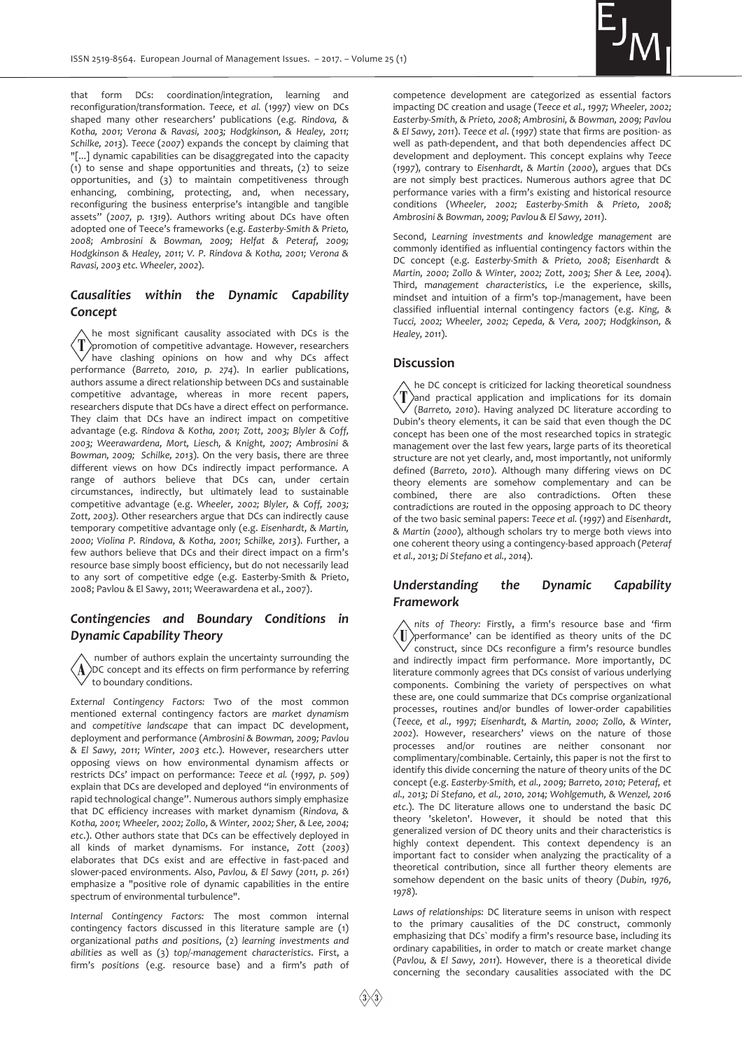that form DCs: coordination/integration, learning and reconfiguration/transformation. *Teece, et al.* (1997) view on DCs shaped many other researchers' publications (e.g. *Rindova, & Kotha, 2001; Verona & Ravasi, 2003; Hodgkinson, & Healey, 2011; Schilke, 2013*). *Teece* (*2007*) expands the concept by claiming that "[...] dynamic capabilities can be disaggregated into the capacity (1) to sense and shape opportunities and threats, (2) to seize opportunities, and (3) to maintain competitiveness through enhancing, combining, protecting, and, when necessary, reconfiguring the business enterprise's intangible and tangible assets" (*2007, p. 1319*). Authors writing about DCs have often adopted one of Teece's frameworks (e.g. *Easterby-Smith & Prieto, 2008; Ambrosini & Bowman, 2009; Helfat & Peteraf, 2009; Hodgkinson & Healey, 2011; V. P. Rindova & Kotha, 2001; Verona & Ravasi, 2003 etc. Wheeler, 2002*).

## *Causalities within the Dynamic Capability Concept*

The most significant causality associated with DCs is the promotion of competitive advantage. However, researchers have clashing opinions on how and why DCs affect performance (*Barreto, 2010, p. 274*). In earlier publications, authors assume a direct relationship between DCs and sustainable competitive advantage, whereas in more recent papers, researchers dispute that DCs have a direct effect on performance. They claim that DCs have an indirect impact on competitive advantage (e.g. *Rindova & Kotha, 2001; Zott, 2003; Blyler & Coff, 2003; Weerawardena, Mort, Liesch, & Knight, 2007; Ambrosini & Bowman, 2009; Schilke, 2013*). On the very basis, there are three different views on how DCs indirectly impact performance. A range of authors believe that DCs can, under certain circumstances, indirectly, but ultimately lead to sustainable competitive advantage (e.g. *Wheeler, 2002; Blyler, & Coff, 2003; Zott, 2003*). Other researchers argue that DCs can indirectly cause temporary competitive advantage only (e.g. *Eisenhardt, & Martin, 2000; Violina P. Rindova, & Kotha, 2001; Schilke, 2013*). Further, a few authors believe that DCs and their direct impact on a firm's resource base simply boost efficiency, but do not necessarily lead to any sort of competitive edge (e.g. Easterby-Smith & Prieto, 2008; Pavlou & El Sawy, 2011; Weerawardena et al., 2007).

## *Contingencies and Boundary Conditions in Dynamic Capability Theory*

A number of authors explain the uncertainty surrounding the DC concept and its effects on firm performance by referring to boundary conditions.

*External Contingency Factors:* Two of the most common mentioned external contingency factors are *market dynamism* and *competitive landscape* that can impact DC development, deployment and performance (*Ambrosini & Bowman, 2009; Pavlou & El Sawy, 2011; Winter, 2003 etc.*). However, researchers utter opposing views on how environmental dynamism affects or restricts DCs' impact on performance: *Teece et al.* (*1997, p. 509*) explain that DCs are developed and deployed "in environments of rapid technological change". Numerous authors simply emphasize that DC efficiency increases with market dynamism (*Rindova, & Kotha, 2001; Wheeler, 2002; Zollo, & Winter, 2002; Sher, & Lee, 2004; etc.*). Other authors state that DCs can be effectively deployed in all kinds of market dynamisms. For instance, *Zott* (*2003*) elaborates that DCs exist and are effective in fast-paced and slower-paced environments. Also, *Pavlou, & El Sawy* (*2011, p. 261*) emphasize a "positive role of dynamic capabilities in the entire spectrum of environmental turbulence".

*Internal Contingency Factors:* The most common internal contingency factors discussed in this literature sample are (1) organizational *paths and positions*, (2) *learning investments and abilities* as well as (3) *top/-management characteristics*. First, a firm's *positions* (e.g. resource base) and a firm's *path* of competence development are categorized as essential factors impacting DC creation and usage (*Teece et al., 1997; Wheeler, 2002; Easterby-Smith, & Prieto, 2008; Ambrosini, & Bowman, 2009; Pavlou & El Sawy, 2011*). *Teece et al.* (*1997*) state that firms are position- as well as path-dependent, and that both dependencies affect DC development and deployment. This concept explains why *Teece* (*1997*), contrary to *Eisenhardt, & Martin* (*2000*), argues that DCs are not simply best practices. Numerous authors agree that DC performance varies with a firm's existing and historical resource conditions (*Wheeler, 2002; Easterby-Smith & Prieto, 2008; Ambrosini & Bowman, 2009; Pavlou & El Sawy, 2011*).

Second, *Learning investments and knowledge management* are commonly identified as influential contingency factors within the DC concept (e.g. *Easterby-Smith & Prieto, 2008; Eisenhardt & Martin, 2000; Zollo & Winter, 2002; Zott, 2003; Sher & Lee, 2004*). Third, *management characteristics*, i.e the experience, skills, mindset and intuition of a firm's top-/management, have been classified influential internal contingency factors (e.g. *King, & Tucci, 2002; Wheeler, 2002; Cepeda, & Vera, 2007; Hodgkinson, & Healey, 2011*).

## Discussion

The DC concept is criticized for lacking theoretical soundness and practical application and implications for its domain (*Barreto, 2010*). Having analyzed DC literature according to Dubin's theory elements, it can be said that even though the DC concept has been one of the most researched topics in strategic management over the last few years, large parts of its theoretical structure are not yet clearly, and, most importantly, not uniformly defined (*Barreto, 2010*). Although many differing views on DC theory elements are somehow complementary and can be combined, there are also contradictions. Often these contradictions are routed in the opposing approach to DC theory of the two basic seminal papers: *Teece et al.* (*1997*) and *Eisenhardt, & Martin* (*2000*), although scholars try to merge both views into one coherent theory using a contingency-based approach (*Peteraf et al., 2013; Di Stefano et al., 2014*).

## *Understanding the Dynamic Capability Framework*

*Units of Theory:* Firstly, a firm's resource base and 'firm performance' can be identified as theory units of the DC construct, since DCs reconfigure a firm's resource bundles and indirectly impact firm performance. More importantly, DC literature commonly agrees that DCs consist of various underlying components. Combining the variety of perspectives on what these are, one could summarize that DCs comprise organizational processes, routines and/or bundles of lower-order capabilities (*Teece, et al., 1997; Eisenhardt, & Martin, 2000; Zollo, & Winter, 2002*). However, researchers' views on the nature of those processes and/or routines are neither consonant nor complimentary/combinable. Certainly, this paper is not the first to identify this divide concerning the nature of theory units of the DC concept (e.g. *Easterby-Smith, et al., 2009; Barreto, 2010; Peteraf, et al., 2013; Di Stefano, et al., 2010, 2014; Wohlgemuth, & Wenzel, 2016 etc.*). The DC literature allows one to understand the basic DC theory 'skeleton'. However, it should be noted that this generalized version of DC theory units and their characteristics is highly context dependent. This context dependency is an important fact to consider when analyzing the practicality of a theoretical contribution, since all further theory elements are somehow dependent on the basic units of theory (*Dubin, 1976, 1978*).

*Laws of relationships:* DC literature seems in unison with respect to the primary causalities of the DC construct, commonly emphasizing that DCs` modify a firm's resource base, including its ordinary capabilities, in order to match or create market change (*Pavlou, & El Sawy, 2011*). However, there is a theoretical divide concerning the secondary causalities associated with the DC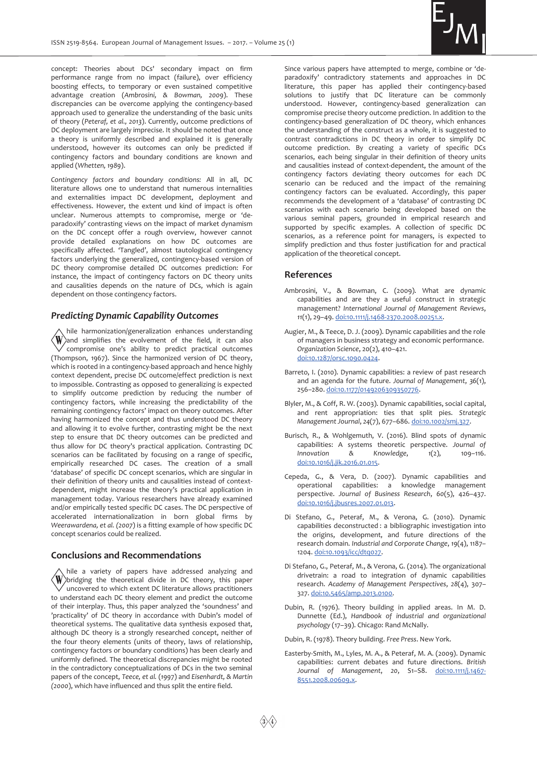concept: Theories about DCs' secondary impact on firm performance range from no impact (failure), over efficiency boosting effects, to temporary or even sustained competitive advantage creation (*Ambrosini, & Bowman, 2009*). These discrepancies can be overcome applying the contingency-based approach used to generalize the understanding of the basic units of theory (*Peteraf, et al., 2013*). Currently, outcome predictions of DC deployment are largely imprecise. It should be noted that once a theory is uniformly described and explained it is generally understood, however its outcomes can only be predicted if contingency factors and boundary conditions are known and applied (*Whetten, 1989*).

*Contingency factors and boundary conditions:* All in all, DC literature allows one to understand that numerous internalities and externalities impact DC development, deployment and effectiveness. However, the extent und kind of impact is often unclear. Numerous attempts to compromise, merge or 'de-paradoxify' contrasting views on the impact of market dynamism on the DC concept offer a rough overview, however cannot provide detailed explanations on how DC outcomes are specifically affected. 'Tangled', almost tautological contingency factors underlying the generalized, contingency-based version of DC theory compromise detailed DC outcomes prediction: For instance, the impact of contingency factors on DC theory units and causalities depends on the nature of DCs, which is again dependent on those contingency factors.

## *Predicting Dynamic Capability Outcomes*

While harmonization/generalization enhances understanding and simplifies the evolvement of the field, it can also compromise one's ability to predict practical outcomes (Thompson, 1967). Since the harmonized version of DC theory, which is rooted in a contingency-based approach and hence highly context dependent, precise DC outcome/effect prediction is next to impossible. Contrasting as opposed to generalizing is expected to simplify outcome prediction by reducing the number of contingency factors, while increasing the predictability of the remaining contingency factors' impact on theory outcomes. After having harmonized the concept and thus understood DC theory and allowing it to evolve further, contrasting might be the next step to ensure that DC theory outcomes can be predicted and thus allow for DC theory's practical application. Contrasting DC scenarios can be facilitated by focusing on a range of specific, empirically researched DC cases. The creation of a small 'database' of specific DC concept scenarios, which are singular in their definition of theory units and causalities instead of context-dependent, might increase the theory's practical application in management today. Various researchers have already examined and/or empirically tested specific DC cases. The DC perspective of accelerated internationalization in born global firms by *Weerawardena, et al. (2007)* is a fitting example of how specific DC concept scenarios could be realized.

## Conclusions and Recommendations

While a variety of papers have addressed analyzing and bridging the theoretical divide in DC theory, this paper uncovered to which extent DC literature allows practitioners to understand each DC theory element and predict the outcome of their interplay. Thus, this paper analyzed the 'soundness' and 'practicality' of DC theory in accordance with Dubin's model of theoretical systems. The qualitative data synthesis exposed that, although DC theory is a strongly researched concept, neither of the four theory elements (units of theory, laws of relationship, contingency factors or boundary conditions) has been clearly and uniformly defined. The theoretical discrepancies might be rooted in the contradictory conceptualizations of DCs in the two seminal papers of the concept, *Teece, et al. (1997)* and *Eisenhardt, & Martin (2000)*, which have influenced and thus split the entire field.

Since various papers have attempted to merge, combine or 'de-paradoxify' contradictory statements and approaches in DC literature, this paper has applied their contingency-based solutions to justify that DC literature can be commonly understood. However, contingency-based generalization can compromise precise theory outcome prediction. In addition to the contingency-based generalization of DC theory, which enhances the understanding of the construct as a whole, it is suggested to contrast contradictions in DC theory in order to simplify DC outcome prediction. By creating a variety of specific DCs scenarios, each being singular in their definition of theory units and causalities instead of context-dependent, the amount of the contingency factors deviating theory outcomes for each DC scenario can be reduced and the impact of the remaining contingency factors can be evaluated. Accordingly, this paper recommends the development of a 'database' of contrasting DC scenarios with each scenario being developed based on the various seminal papers, grounded in empirical research and supported by specific examples. A collection of specific DC scenarios, as a reference point for managers, is expected to simplify prediction and thus foster justification for and practical application of the theoretical concept.

## References

Ambrosini, V., & Bowman, C. (2009). What are dynamic capabilities and are they a useful construct in strategic management? *International Journal of Management Reviews*, *11*(1), 29–49. doi:10.1111/j.1468-2370.2008.00251.x.

Augier, M., & Teece, D. J. (2009). Dynamic capabilities and the role of managers in business strategy and economic performance. *Organization Science*, 20(2), 410–421. doi:10.1287/orsc.1090.0424.

Barreto, I. (2010). Dynamic capabilities: a review of past research and an agenda for the future. *Journal of Management*, *36*(1), 256–280. doi:10.1177/0149206309350776.

Blyler, M., & Coff, R. W. (2003). Dynamic capabilities, social capital, and rent appropriation: ties that split pies. *Strategic Management Journal*, *24*(7), 677–686. doi:10.1002/smj.327.

Burisch, R., & Wohlgemuth, V. (2016). Blind spots of dynamic capabilities: A systems theoretic perspective. *Journal of Innovation & Knowledge*, *1*(2), 109–116. doi:10.1016/j.jik.2016.01.015.

Cepeda, G., & Vera, D. (2007). Dynamic capabilities and operational capabilities: a knowledge management perspective. *Journal of Business Research*, *60*(5), 426–437. doi:10.1016/j.jbusres.2007.01.013.

Di Stefano, G., Peteraf, M., & Verona, G. (2010). Dynamic capabilities deconstructed : a bibliographic investigation into the origins, development, and future directions of the research domain. *Industrial and Corporate Change*, *19*(4), 1187–1204. doi:10.1093/icc/dtq027.

Di Stefano, G., Peteraf, M., & Verona, G. (2014). The organizational drivetrain: a road to integration of dynamic capabilities research. *Academy of Management Perspectives*, *28*(4), 307–327. doi:10.5465/amp.2013.0100.

Dubin, R. (1976). Theory building in applied areas. In M. D. Dunnette (Ed.), *Handbook of industrial and organizational psychology* (17–39). Chicago: Rand McNally.

Dubin, R. (1978). Theory building. *Free Press*. New York.

Easterby-Smith, M., Lyles, M. A., & Peteraf, M. A. (2009). Dynamic capabilities: current debates and future directions. *British Journal of Management*, *20*, S1–S8. doi:10.1111/j.1467-8551.2008.00609.x.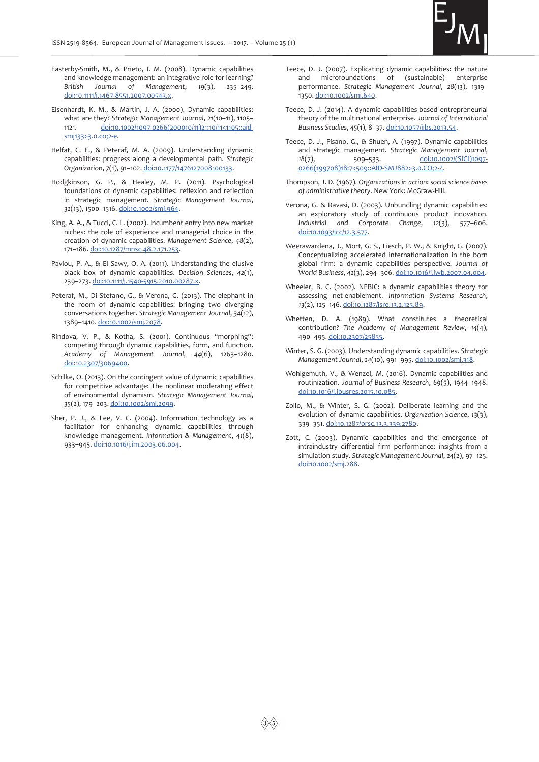Easterby-Smith, M., & Prieto, I. M. (2008). Dynamic capabilities and knowledge management: an integrative role for learning? *British Journal of Management*, *19*(3), 235–249. doi:10.1111/j.1467-8551.2007.00543.x.

Eisenhardt, K. M., & Martin, J. A. (2000). Dynamic capabilities: what are they? *Strategic Management Journal*, *21*(10–11), 1105–1121. doi:10.1002/1097-0266(200010/11)21:10/11<1105::aid-smj133>3.0.co;2-e.

Helfat, C. E., & Peteraf, M. A. (2009). Understanding dynamic capabilities: progress along a developmental path. *Strategic Organization*, *7*(1), 91–102. doi:10.1177/1476127008100133.

Hodgkinson, G. P., & Healey, M. P. (2011). Psychological foundations of dynamic capabilities: reflexion and reflection in strategic management. *Strategic Management Journal*, *32*(13), 1500–1516. doi:10.1002/smj.964.

King, A. A., & Tucci, C. L. (2002). Incumbent entry into new market niches: the role of experience and managerial choice in the creation of dynamic capabilities. *Management Science*, *48*(2), 171–186. doi:10.1287/mnsc.48.2.171.253.

Pavlou, P. A., & El Sawy, O. A. (2011). Understanding the elusive black box of dynamic capabilities. *Decision Sciences*, *42*(1), 239–273. doi:10.1111/j.1540-5915.2010.00287.x.

Peteraf, M., Di Stefano, G., & Verona, G. (2013). The elephant in the room of dynamic capabilities: bringing two diverging conversations together. *Strategic Management Journal*, *34*(12), 1389–1410. doi:10.1002/smj.2078.

Rindova, V. P., & Kotha, S. (2001). Continuous "morphing": competing through dynamic capabilities, form, and function. *Academy of Management Journal*, *44*(6), 1263–1280. doi:10.2307/3069400.

Schilke, O. (2013). On the contingent value of dynamic capabilities for competitive advantage: The nonlinear moderating effect of environmental dynamism. *Strategic Management Journal*, *35*(2), 179–203. doi:10.1002/smj.2099.

Sher, P. J., & Lee, V. C. (2004). Information technology as a facilitator for enhancing dynamic capabilities through knowledge management. *Information & Management*, *41*(8), 933–945. doi:10.1016/j.im.2003.06.004.

Teece, D. J. (2007). Explicating dynamic capabilities: the nature and microfoundations of (sustainable) enterprise performance. *Strategic Management Journal*, *28*(13), 1319–1350. doi:10.1002/smj.640.

Teece, D. J. (2014). A dynamic capabilities-based entrepreneurial theory of the multinational enterprise. *Journal of International Business Studies*, *45*(1), 8–37. doi:10.1057/jibs.2013.54.

Teece, D. J., Pisano, G., & Shuen, A. (1997). Dynamic capabilities and strategic management. *Strategic Management Journal*, *18*(7), 509–533. doi:10.1002/(SICI)1097-0266(199708)18:7<509::AID-SMJ882>3.0.CO;2-Z.

Thompson, J. D. (1967). *Organizations in action: social science bases of administrative theory*. New York: McGraw-Hill.

Verona, G. & Ravasi, D. (2003). Unbundling dynamic capabilities: an exploratory study of continuous product innovation. *Industrial and Corporate Change*, *12*(3), 577–606. doi:10.1093/icc/12.3.577.

Weerawardena, J., Mort, G. S., Liesch, P. W., & Knight, G. (2007). Conceptualizing accelerated internationalization in the born global firm: a dynamic capabilities perspective. *Journal of World Business*, *42*(3), 294–306. doi:10.1016/j.jwb.2007.04.004.

Wheeler, B. C. (2002). NEBIC: a dynamic capabilities theory for assessing net-enablement. *Information Systems Research*, *13*(2), 125–146. doi:10.1287/isre.13.2.125.89.

Whetten, D. A. (1989). What constitutes a theoretical contribution? *The Academy of Management Review*, *14*(4), 490–495. doi:10.2307/25855.

Winter, S. G. (2003). Understanding dynamic capabilities. *Strategic Management Journal*, *24*(10), 991–995. doi:10.1002/smj.318.

Wohlgemuth, V., & Wenzel, M. (2016). Dynamic capabilities and routinization. *Journal of Business Research*, *69*(5), 1944–1948. doi:10.1016/j.jbusres.2015.10.085.

Zollo, M., & Winter, S. G. (2002). Deliberate learning and the evolution of dynamic capabilities. *Organization Science*, *13*(3), 339–351. doi:10.1287/orsc.13.3.339.2780.

Zott, C. (2003). Dynamic capabilities and the emergence of intraindustry differential firm performance: insights from a simulation study. *Strategic Management Journal*, *24*(2), 97–125. doi:10.1002/smj.288.